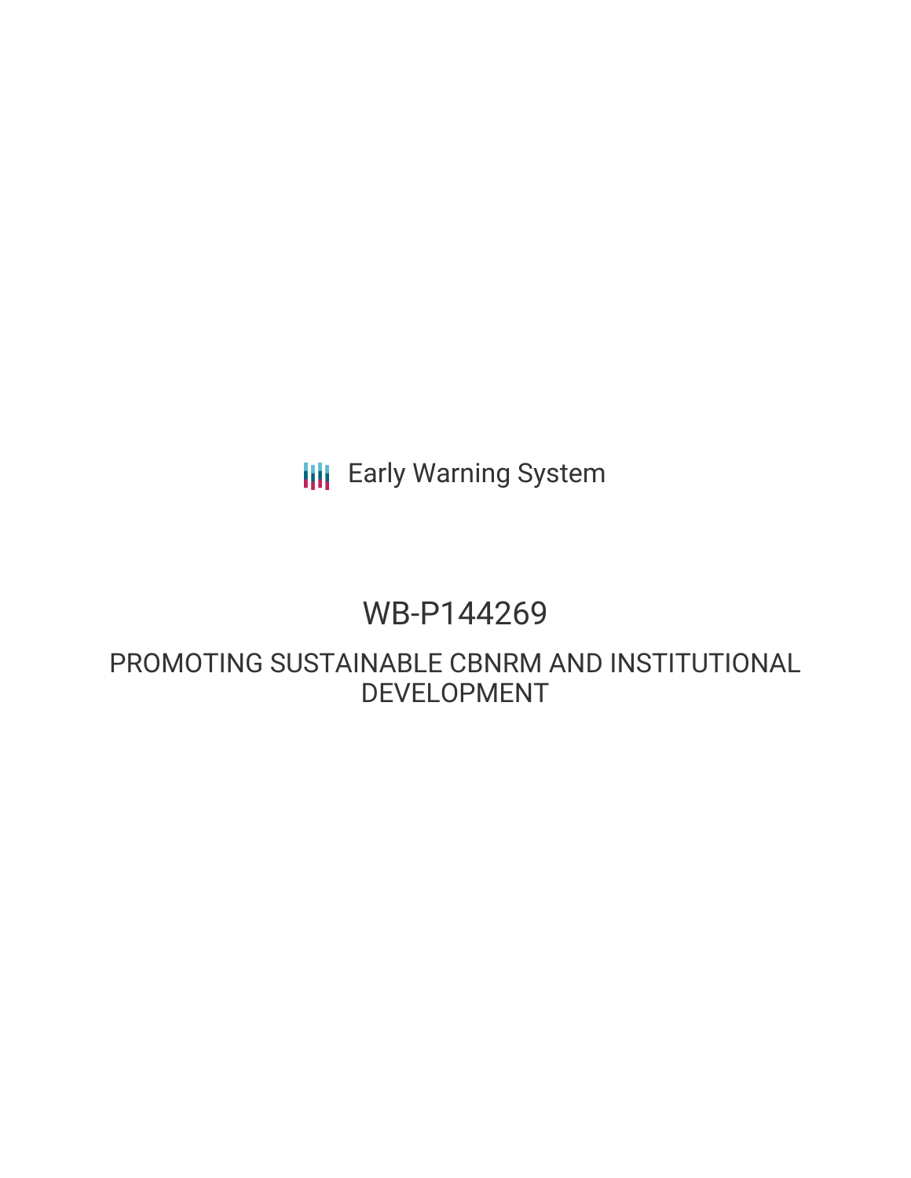Early Warning System

# WB-P144269

## PROMOTING SUSTAINABLE CBNRM AND INSTITUTIONAL DEVELOPMENT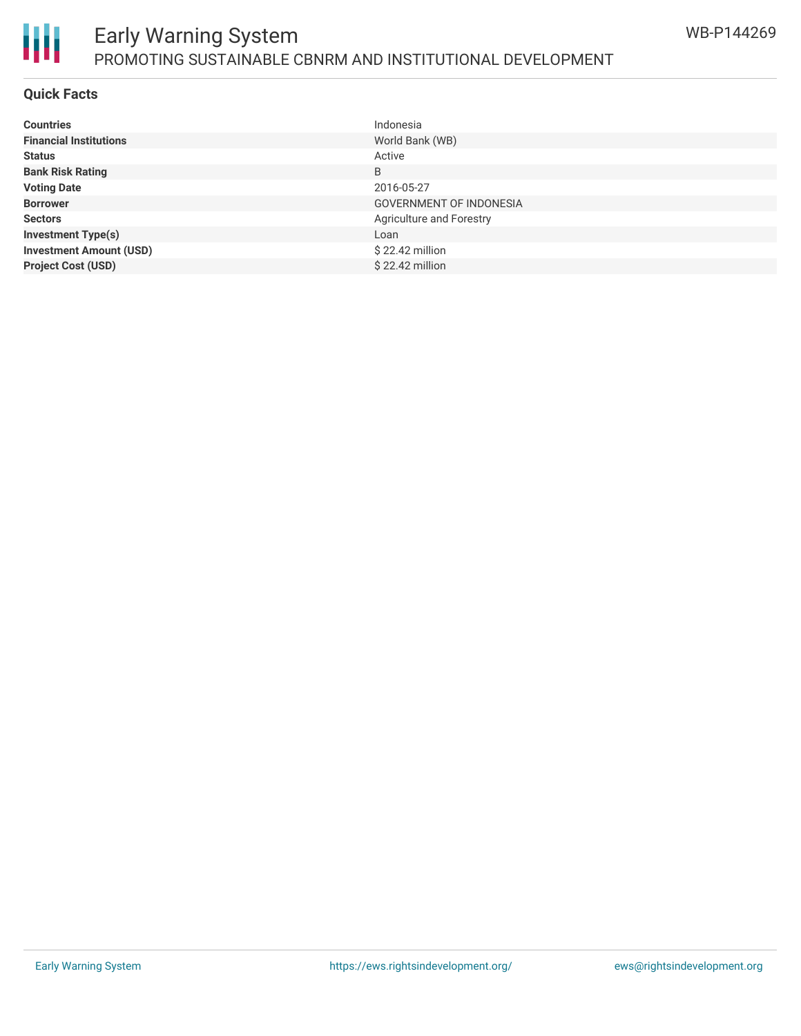## Quick Facts

| | |
|---|---|
| **Countries** | Indonesia |
| **Financial Institutions** | World Bank (WB) |
| **Status** | Active |
| **Bank Risk Rating** | B |
| **Voting Date** | 2016-05-27 |
| **Borrower** | GOVERNMENT OF INDONESIA |
| **Sectors** | Agriculture and Forestry |
| **Investment Type(s)** | Loan |
| **Investment Amount (USD)** | $ 22.42 million |
| **Project Cost (USD)** | $ 22.42 million |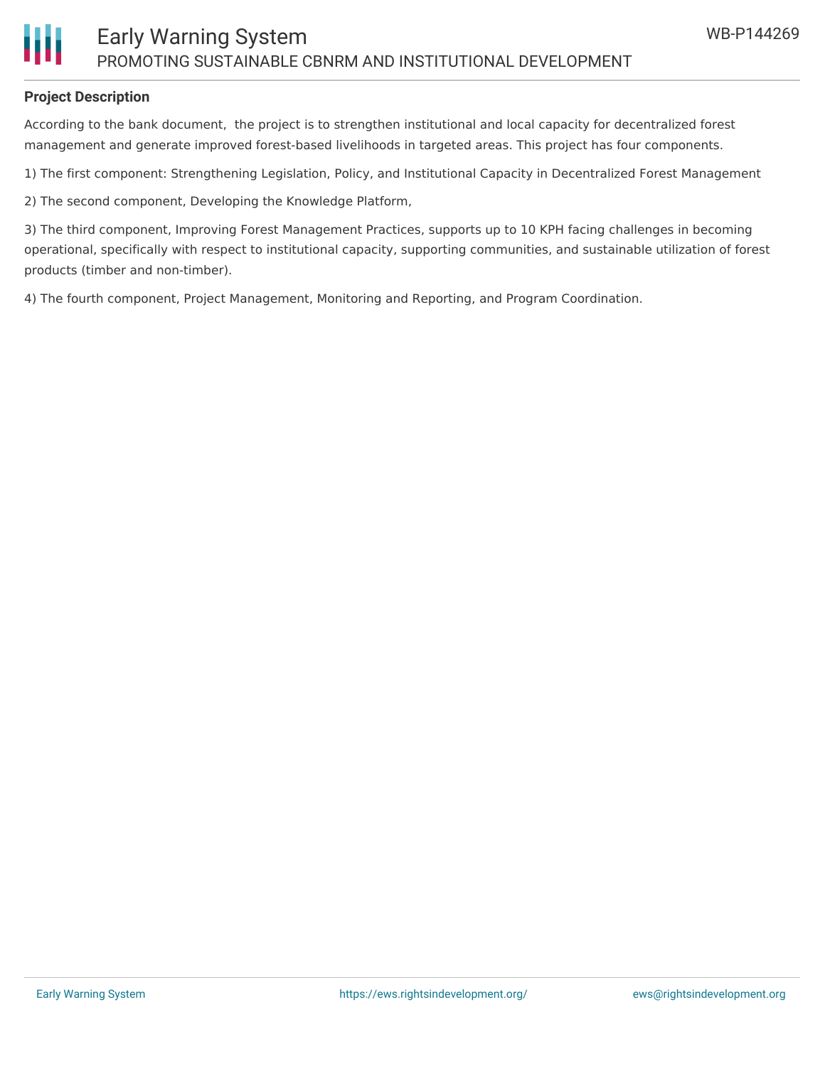**Project Description**

According to the bank document,  the project is to strengthen institutional and local capacity for decentralized forest management and generate improved forest-based livelihoods in targeted areas. This project has four components.

1) The first component: Strengthening Legislation, Policy, and Institutional Capacity in Decentralized Forest Management

2) The second component, Developing the Knowledge Platform,

3) The third component, Improving Forest Management Practices, supports up to 10 KPH facing challenges in becoming operational, specifically with respect to institutional capacity, supporting communities, and sustainable utilization of forest products (timber and non-timber).

4) The fourth component, Project Management, Monitoring and Reporting, and Program Coordination.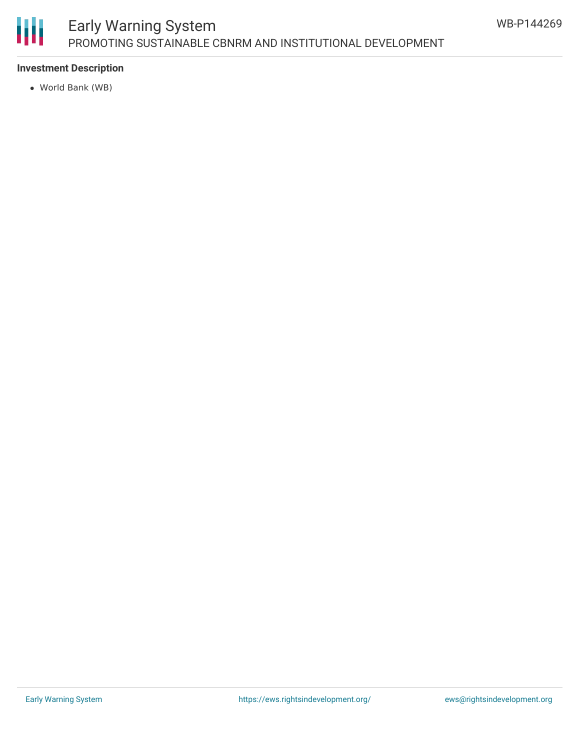**Investment Description**

- World Bank (WB)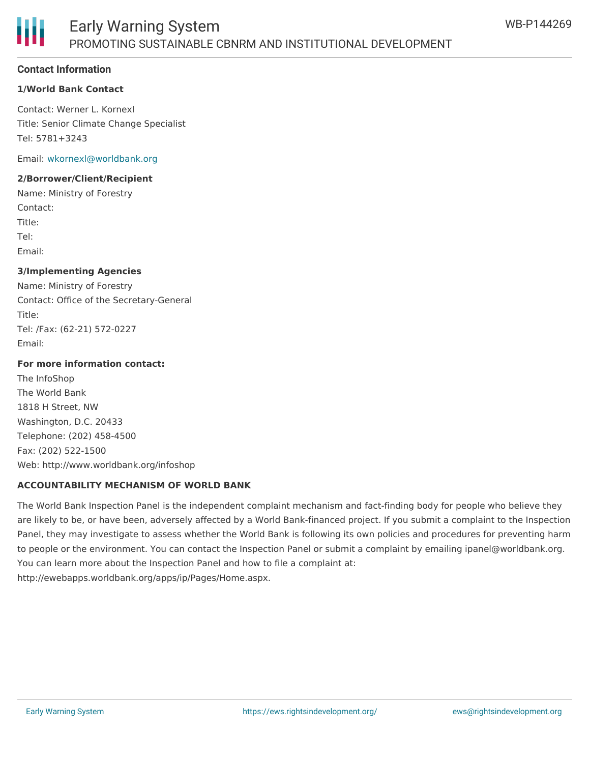## Contact Information

**1/World Bank Contact**

Contact: Werner L. Kornexl
Title: Senior Climate Change Specialist
Tel: 5781+3243

Email: wkornexl@worldbank.org

**2/Borrower/Client/Recipient**

Name: Ministry of Forestry
Contact:
Title:
Tel:
Email:

**3/Implementing Agencies**

Name: Ministry of Forestry
Contact: Office of the Secretary-General
Title:
Tel: /Fax: (62-21) 572-0227
Email:

**For more information contact:**

The InfoShop
The World Bank
1818 H Street, NW
Washington, D.C. 20433
Telephone: (202) 458-4500
Fax: (202) 522-1500
Web: http://www.worldbank.org/infoshop

**ACCOUNTABILITY MECHANISM OF WORLD BANK**

The World Bank Inspection Panel is the independent complaint mechanism and fact-finding body for people who believe they are likely to be, or have been, adversely affected by a World Bank-financed project. If you submit a complaint to the Inspection Panel, they may investigate to assess whether the World Bank is following its own policies and procedures for preventing harm to people or the environment. You can contact the Inspection Panel or submit a complaint by emailing ipanel@worldbank.org. You can learn more about the Inspection Panel and how to file a complaint at: http://ewebapps.worldbank.org/apps/ip/Pages/Home.aspx.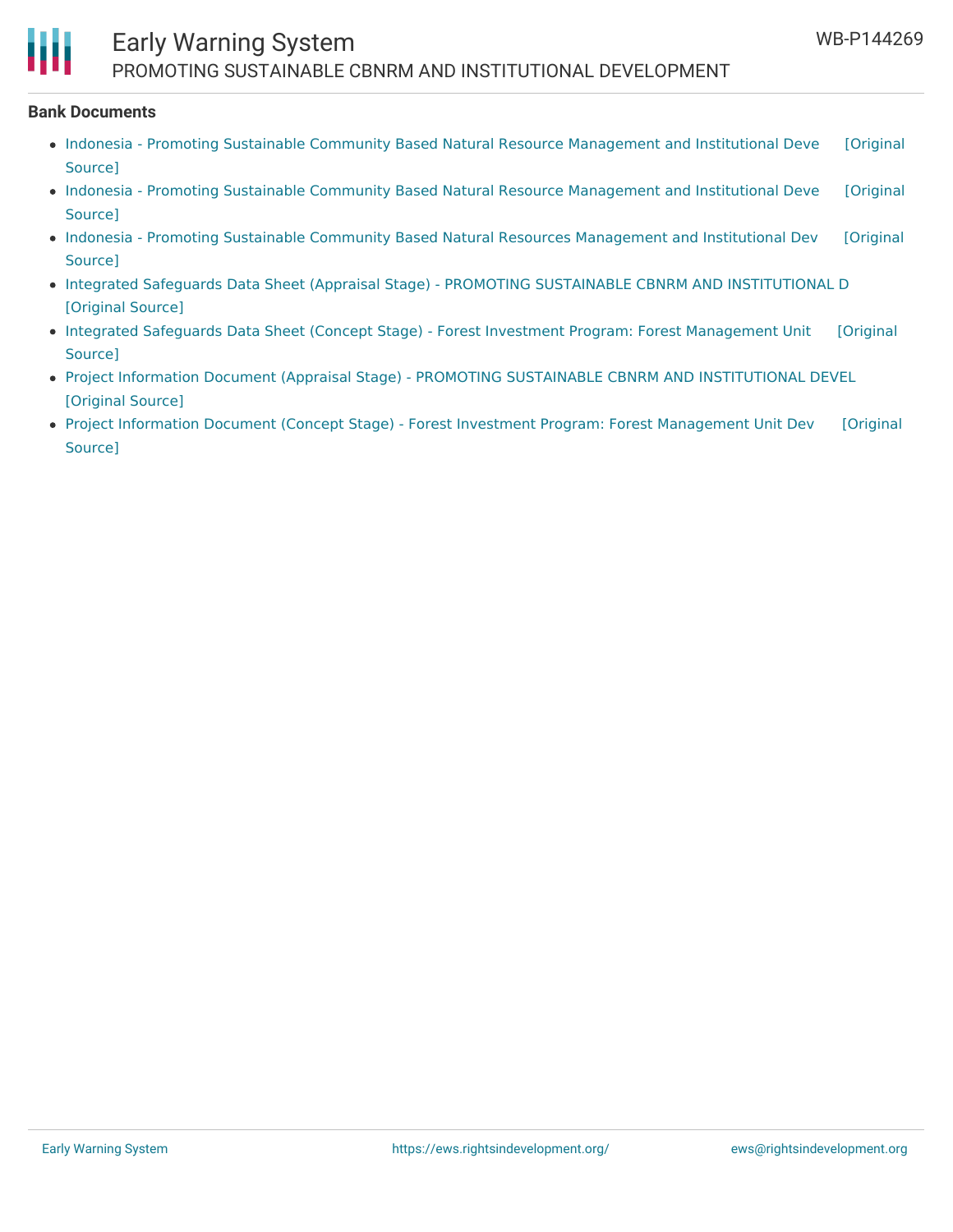**Bank Documents**

- Indonesia - Promoting Sustainable Community Based Natural Resource Management and Institutional Deve [Original Source]
- Indonesia - Promoting Sustainable Community Based Natural Resource Management and Institutional Deve [Original Source]
- Indonesia - Promoting Sustainable Community Based Natural Resources Management and Institutional Dev [Original Source]
- Integrated Safeguards Data Sheet (Appraisal Stage) - PROMOTING SUSTAINABLE CBNRM AND INSTITUTIONAL D [Original Source]
- Integrated Safeguards Data Sheet (Concept Stage) - Forest Investment Program: Forest Management Unit [Original Source]
- Project Information Document (Appraisal Stage) - PROMOTING SUSTAINABLE CBNRM AND INSTITUTIONAL DEVEL [Original Source]
- Project Information Document (Concept Stage) - Forest Investment Program: Forest Management Unit Dev [Original Source]